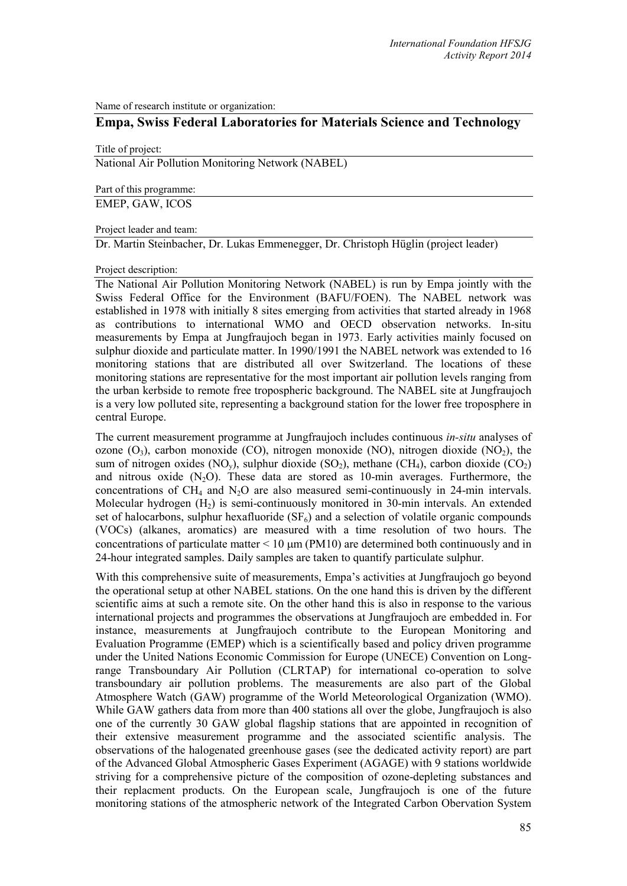Name of research institute or organization:

## Empa, Swiss Federal Laboratories for Materials Science and Technology

Title of project:

National Air Pollution Monitoring Network (NABEL)

Part of this programme:

EMEP, GAW, ICOS

Project leader and team:

Dr. Martin Steinbacher, Dr. Lukas Emmenegger, Dr. Christoph Hüglin (project leader)

Project description:

The National Air Pollution Monitoring Network (NABEL) is run by Empa jointly with the Swiss Federal Office for the Environment (BAFU/FOEN). The NABEL network was established in 1978 with initially 8 sites emerging from activities that started already in 1968 as contributions to international WMO and OECD observation networks. In-situ measurements by Empa at Jungfraujoch began in 1973. Early activities mainly focused on sulphur dioxide and particulate matter. In 1990/1991 the NABEL network was extended to 16 monitoring stations that are distributed all over Switzerland. The locations of these monitoring stations are representative for the most important air pollution levels ranging from the urban kerbside to remote free tropospheric background. The NABEL site at Jungfraujoch is a very low polluted site, representing a background station for the lower free troposphere in central Europe.

The current measurement programme at Jungfraujoch includes continuous *in-situ* analyses of ozone ($O_3$), carbon monoxide (CO), nitrogen monoxide (NO), nitrogen dioxide ($NO_2$), the sum of nitrogen oxides ($NO_y$), sulphur dioxide ($SO_2$), methane ($CH_4$), carbon dioxide ($CO_2$) and nitrous oxide ($N_2O$). These data are stored as 10-min averages. Furthermore, the concentrations of $CH_4$ and $N_2O$ are also measured semi-continuously in 24-min intervals. Molecular hydrogen ($H_2$) is semi-continuously monitored in 30-min intervals. An extended set of halocarbons, sulphur hexafluoride ($SF_6$) and a selection of volatile organic compounds (VOCs) (alkanes, aromatics) are measured with a time resolution of two hours. The concentrations of particulate matter < 10 µm (PM10) are determined both continuously and in 24-hour integrated samples. Daily samples are taken to quantify particulate sulphur.

With this comprehensive suite of measurements, Empa's activities at Jungfraujoch go beyond the operational setup at other NABEL stations. On the one hand this is driven by the different scientific aims at such a remote site. On the other hand this is also in response to the various international projects and programmes the observations at Jungfraujoch are embedded in. For instance, measurements at Jungfraujoch contribute to the European Monitoring and Evaluation Programme (EMEP) which is a scientifically based and policy driven programme under the United Nations Economic Commission for Europe (UNECE) Convention on Long-range Transboundary Air Pollution (CLRTAP) for international co-operation to solve transboundary air pollution problems. The measurements are also part of the Global Atmosphere Watch (GAW) programme of the World Meteorological Organization (WMO). While GAW gathers data from more than 400 stations all over the globe, Jungfraujoch is also one of the currently 30 GAW global flagship stations that are appointed in recognition of their extensive measurement programme and the associated scientific analysis. The observations of the halogenated greenhouse gases (see the dedicated activity report) are part of the Advanced Global Atmospheric Gases Experiment (AGAGE) with 9 stations worldwide striving for a comprehensive picture of the composition of ozone-depleting substances and their replacment products. On the European scale, Jungfraujoch is one of the future monitoring stations of the atmospheric network of the Integrated Carbon Obervation System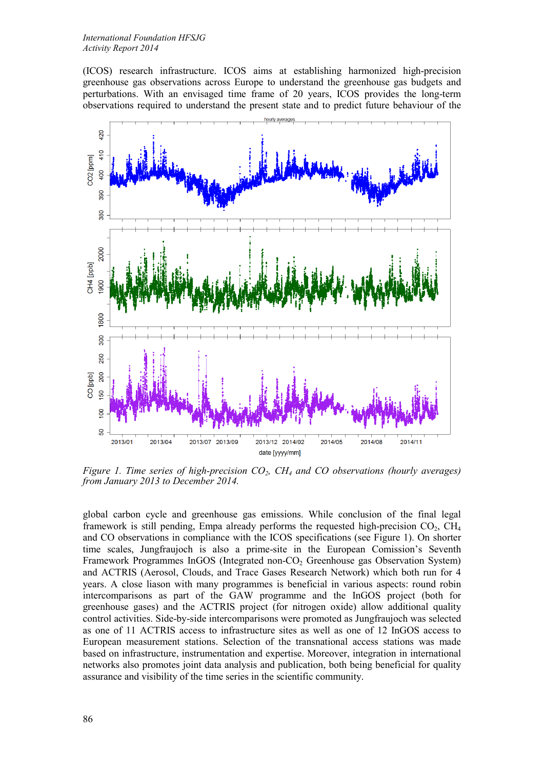(ICOS) research infrastructure. ICOS aims at establishing harmonized high-precision greenhouse gas observations across Europe to understand the greenhouse gas budgets and perturbations. With an envisaged time frame of 20 years, ICOS provides the long-term observations required to understand the present state and to predict future behaviour of the

*Figure 1. Time series of high-precision $CO_2$, $CH_4$ and CO observations (hourly averages) from January 2013 to December 2014.*

global carbon cycle and greenhouse gas emissions. While conclusion of the final legal framework is still pending, Empa already performs the requested high-precision $CO_2$, $CH_4$ and CO observations in compliance with the ICOS specifications (see Figure 1). On shorter time scales, Jungfraujoch is also a prime-site in the European Comission's Seventh Framework Programmes InGOS (Integrated non-$CO_2$ Greenhouse gas Observation System) and ACTRIS (Aerosol, Clouds, and Trace Gases Research Network) which both run for 4 years. A close liason with many programmes is beneficial in various aspects: round robin intercomparisons as part of the GAW programme and the InGOS project (both for greenhouse gases) and the ACTRIS project (for nitrogen oxide) allow additional quality control activities. Side-by-side intercomparisons were promoted as Jungfraujoch was selected as one of 11 ACTRIS access to infrastructure sites as well as one of 12 InGOS access to European measurement stations. Selection of the transnational access stations was made based on infrastructure, instrumentation and expertise. Moreover, integration in international networks also promotes joint data analysis and publication, both being beneficial for quality assurance and visibility of the time series in the scientific community.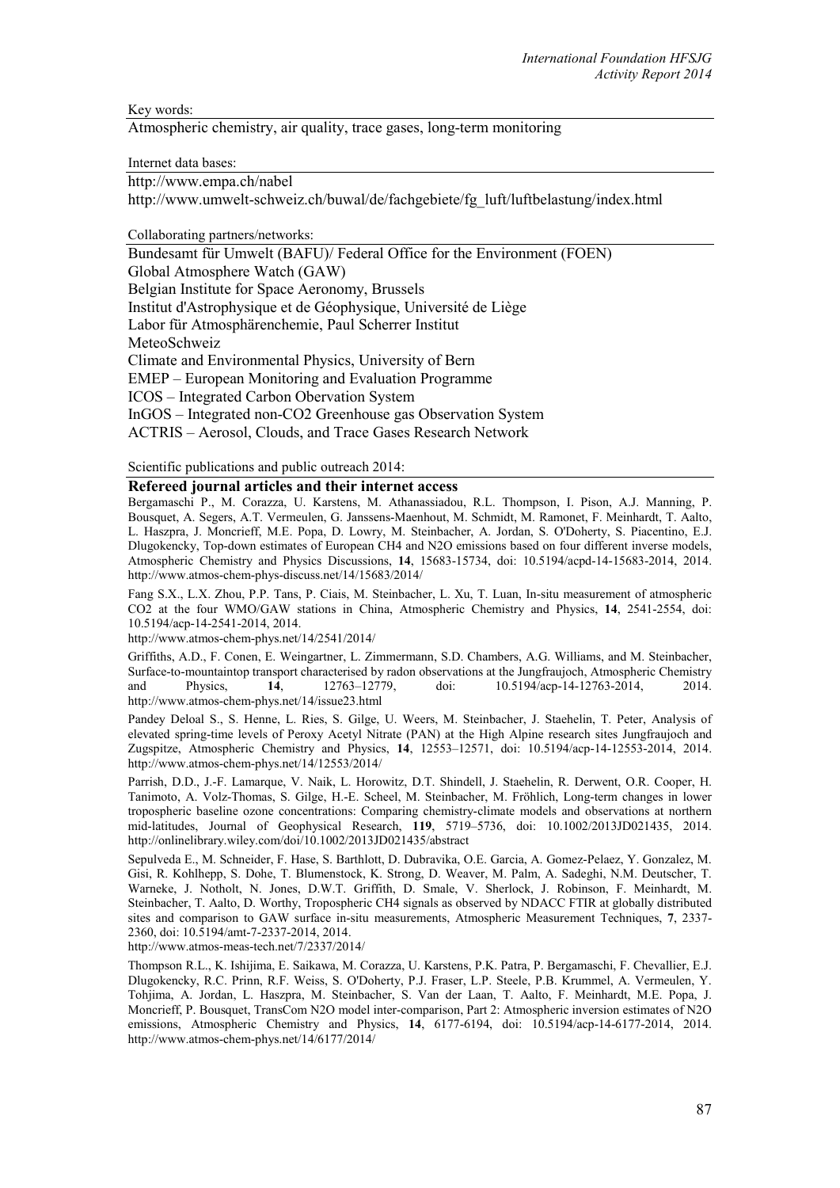Key words:

Atmospheric chemistry, air quality, trace gases, long-term monitoring

Internet data bases:

http://www.empa.ch/nabel
http://www.umwelt-schweiz.ch/buwal/de/fachgebiete/fg_luft/luftbelastung/index.html

Collaborating partners/networks:

Bundesamt für Umwelt (BAFU)/ Federal Office for the Environment (FOEN)
Global Atmosphere Watch (GAW)
Belgian Institute for Space Aeronomy, Brussels
Institut d'Astrophysique et de Géophysique, Université de Liège
Labor für Atmosphärenchemie, Paul Scherrer Institut
MeteoSchweiz
Climate and Environmental Physics, University of Bern
EMEP – European Monitoring and Evaluation Programme
ICOS – Integrated Carbon Obervation System
InGOS – Integrated non-CO2 Greenhouse gas Observation System
ACTRIS – Aerosol, Clouds, and Trace Gases Research Network

Scientific publications and public outreach 2014:

**Refereed journal articles and their internet access**

Bergamaschi P., M. Corazza, U. Karstens, M. Athanassiadou, R.L. Thompson, I. Pison, A.J. Manning, P. Bousquet, A. Segers, A.T. Vermeulen, G. Janssens-Maenhout, M. Schmidt, M. Ramonet, F. Meinhardt, T. Aalto, L. Haszpra, J. Moncrieff, M.E. Popa, D. Lowry, M. Steinbacher, A. Jordan, S. O'Doherty, S. Piacentino, E.J. Dlugokencky, Top-down estimates of European CH4 and N2O emissions based on four different inverse models, Atmospheric Chemistry and Physics Discussions, **14**, 15683-15734, doi: 10.5194/acpd-14-15683-2014, 2014. http://www.atmos-chem-phys-discuss.net/14/15683/2014/

Fang S.X., L.X. Zhou, P.P. Tans, P. Ciais, M. Steinbacher, L. Xu, T. Luan, In-situ measurement of atmospheric CO2 at the four WMO/GAW stations in China, Atmospheric Chemistry and Physics, **14**, 2541-2554, doi: 10.5194/acp-14-2541-2014, 2014.
http://www.atmos-chem-phys.net/14/2541/2014/

Griffiths, A.D., F. Conen, E. Weingartner, L. Zimmermann, S.D. Chambers, A.G. Williams, and M. Steinbacher, Surface-to-mountaintop transport characterised by radon observations at the Jungfraujoch, Atmospheric Chemistry and Physics, **14**, 12763–12779, doi: 10.5194/acp-14-12763-2014, 2014. http://www.atmos-chem-phys.net/14/issue23.html

Pandey Deloal S., S. Henne, L. Ries, S. Gilge, U. Weers, M. Steinbacher, J. Staehelin, T. Peter, Analysis of elevated spring-time levels of Peroxy Acetyl Nitrate (PAN) at the High Alpine research sites Jungfraujoch and Zugspitze, Atmospheric Chemistry and Physics, **14**, 12553–12571, doi: 10.5194/acp-14-12553-2014, 2014. http://www.atmos-chem-phys.net/14/12553/2014/

Parrish, D.D., J.-F. Lamarque, V. Naik, L. Horowitz, D.T. Shindell, J. Staehelin, R. Derwent, O.R. Cooper, H. Tanimoto, A. Volz-Thomas, S. Gilge, H.-E. Scheel, M. Steinbacher, M. Fröhlich, Long-term changes in lower tropospheric baseline ozone concentrations: Comparing chemistry-climate models and observations at northern mid-latitudes, Journal of Geophysical Research, **119**, 5719–5736, doi: 10.1002/2013JD021435, 2014. http://onlinelibrary.wiley.com/doi/10.1002/2013JD021435/abstract

Sepulveda E., M. Schneider, F. Hase, S. Barthlott, D. Dubravika, O.E. Garcia, A. Gomez-Pelaez, Y. Gonzalez, M. Gisi, R. Kohlhepp, S. Dohe, T. Blumenstock, K. Strong, D. Weaver, M. Palm, A. Sadeghi, N.M. Deutscher, T. Warneke, J. Notholt, N. Jones, D.W.T. Griffith, D. Smale, V. Sherlock, J. Robinson, F. Meinhardt, M. Steinbacher, T. Aalto, D. Worthy, Tropospheric CH4 signals as observed by NDACC FTIR at globally distributed sites and comparison to GAW surface in-situ measurements, Atmospheric Measurement Techniques, **7**, 2337-2360, doi: 10.5194/amt-7-2337-2014, 2014.
http://www.atmos-meas-tech.net/7/2337/2014/

Thompson R.L., K. Ishijima, E. Saikawa, M. Corazza, U. Karstens, P.K. Patra, P. Bergamaschi, F. Chevallier, E.J. Dlugokencky, R.C. Prinn, R.F. Weiss, S. O'Doherty, P.J. Fraser, L.P. Steele, P.B. Krummel, A. Vermeulen, Y. Tohjima, A. Jordan, L. Haszpra, M. Steinbacher, S. Van der Laan, T. Aalto, F. Meinhardt, M.E. Popa, J. Moncrieff, P. Bousquet, TransCom N2O model inter-comparison, Part 2: Atmospheric inversion estimates of N2O emissions, Atmospheric Chemistry and Physics, **14**, 6177-6194, doi: 10.5194/acp-14-6177-2014, 2014. http://www.atmos-chem-phys.net/14/6177/2014/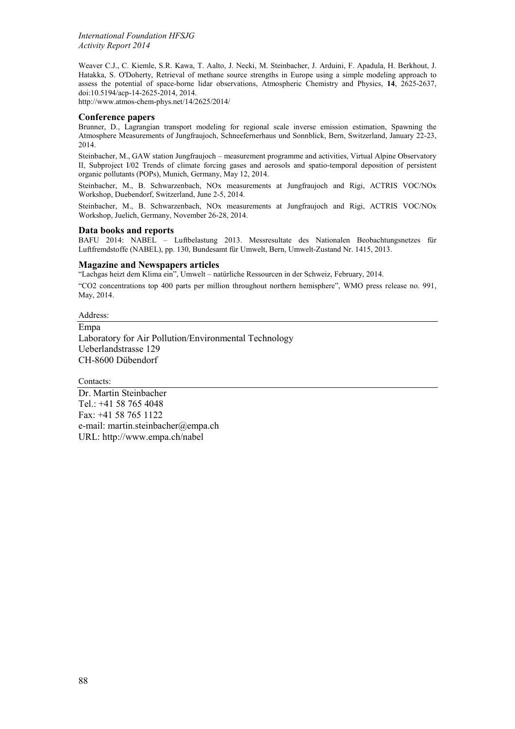Weaver C.J., C. Kiemle, S.R. Kawa, T. Aalto, J. Necki, M. Steinbacher, J. Arduini, F. Apadula, H. Berkhout, J. Hatakka, S. O'Doherty, Retrieval of methane source strengths in Europe using a simple modeling approach to assess the potential of space-borne lidar observations, Atmospheric Chemistry and Physics, **14**, 2625-2637, doi:10.5194/acp-14-2625-2014, 2014.
http://www.atmos-chem-phys.net/14/2625/2014/

### Conference papers

Brunner, D., Lagrangian transport modeling for regional scale inverse emission estimation, Spawning the Atmosphere Measurements of Jungfraujoch, Schneefernerhaus und Sonnblick, Bern, Switzerland, January 22-23, 2014.

Steinbacher, M., GAW station Jungfraujoch – measurement programme and activities, Virtual Alpine Observatory II, Subproject I/02 Trends of climate forcing gases and aerosols and spatio-temporal deposition of persistent organic pollutants (POPs), Munich, Germany, May 12, 2014.

Steinbacher, M., B. Schwarzenbach, NOx measurements at Jungfraujoch and Rigi, ACTRIS VOC/NOx Workshop, Duebendorf, Switzerland, June 2-5, 2014.

Steinbacher, M., B. Schwarzenbach, NOx measurements at Jungfraujoch and Rigi, ACTRIS VOC/NOx Workshop, Juelich, Germany, November 26-28, 2014.

### Data books and reports

BAFU 2014: NABEL – Luftbelastung 2013. Messresultate des Nationalen Beobachtungsnetzes für Luftfremdstoffe (NABEL), pp. 130, Bundesamt für Umwelt, Bern, Umwelt-Zustand Nr. 1415, 2013.

### Magazine and Newspapers articles

"Lachgas heizt dem Klima ein", Umwelt – natürliche Ressourcen in der Schweiz, February, 2014.

"CO2 concentrations top 400 parts per million throughout northern hemisphere", WMO press release no. 991, May, 2014.

Address:

Empa
Laboratory for Air Pollution/Environmental Technology
Ueberlandstrasse 129
CH-8600 Dübendorf

Contacts:

Dr. Martin Steinbacher
Tel.: +41 58 765 4048
Fax: +41 58 765 1122
e-mail: martin.steinbacher@empa.ch
URL: http://www.empa.ch/nabel